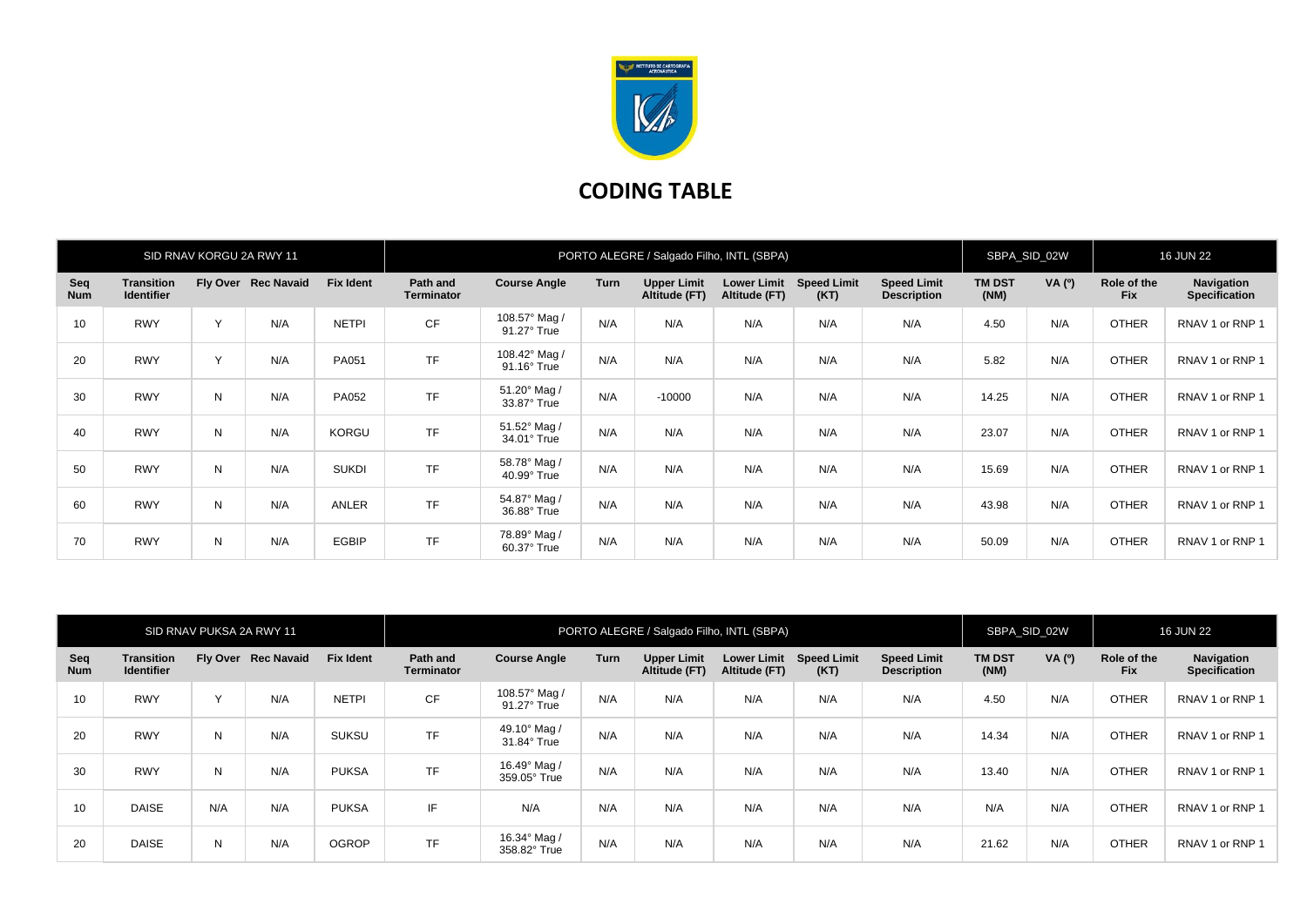# CODING TABLE

| SID RNAV KORGU 2A RWY 11 | | | | | PORTO ALEGRE / Salgado Filho, INTL (SBPA) | | | | | | | SBPA_SID_02W | | 16 JUN 22 | |
|---|---|---|---|---|---|---|---|---|---|---|---|---|---|---|---|
| **Seq Num** | **Transition Identifier** | **Fly Over** | **Rec Navaid** | **Fix Ident** | **Path and Terminator** | **Course Angle** | **Turn** | **Upper Limit Altitude (FT)** | **Lower Limit Altitude (FT)** | **Speed Limit (KT)** | **Speed Limit Description** | **TM DST (NM)** | **VA (º)** | **Role of the Fix** | **Navigation Specification** |
| 10 | RWY | Y | N/A | NETPI | CF | 108.57° Mag / 91.27° True | N/A | N/A | N/A | N/A | N/A | 4.50 | N/A | OTHER | RNAV 1 or RNP 1 |
| 20 | RWY | Y | N/A | PA051 | TF | 108.42° Mag / 91.16° True | N/A | N/A | N/A | N/A | N/A | 5.82 | N/A | OTHER | RNAV 1 or RNP 1 |
| 30 | RWY | N | N/A | PA052 | TF | 51.20° Mag / 33.87° True | N/A | -10000 | N/A | N/A | N/A | 14.25 | N/A | OTHER | RNAV 1 or RNP 1 |
| 40 | RWY | N | N/A | KORGU | TF | 51.52° Mag / 34.01° True | N/A | N/A | N/A | N/A | N/A | 23.07 | N/A | OTHER | RNAV 1 or RNP 1 |
| 50 | RWY | N | N/A | SUKDI | TF | 58.78° Mag / 40.99° True | N/A | N/A | N/A | N/A | N/A | 15.69 | N/A | OTHER | RNAV 1 or RNP 1 |
| 60 | RWY | N | N/A | ANLER | TF | 54.87° Mag / 36.88° True | N/A | N/A | N/A | N/A | N/A | 43.98 | N/A | OTHER | RNAV 1 or RNP 1 |
| 70 | RWY | N | N/A | EGBIP | TF | 78.89° Mag / 60.37° True | N/A | N/A | N/A | N/A | N/A | 50.09 | N/A | OTHER | RNAV 1 or RNP 1 |

| SID RNAV PUKSA 2A RWY 11 | | | | | PORTO ALEGRE / Salgado Filho, INTL (SBPA) | | | | | | | SBPA_SID_02W | | 16 JUN 22 | |
|---|---|---|---|---|---|---|---|---|---|---|---|---|---|---|---|
| **Seq Num** | **Transition Identifier** | **Fly Over** | **Rec Navaid** | **Fix Ident** | **Path and Terminator** | **Course Angle** | **Turn** | **Upper Limit Altitude (FT)** | **Lower Limit Altitude (FT)** | **Speed Limit (KT)** | **Speed Limit Description** | **TM DST (NM)** | **VA (º)** | **Role of the Fix** | **Navigation Specification** |
| 10 | RWY | Y | N/A | NETPI | CF | 108.57° Mag / 91.27° True | N/A | N/A | N/A | N/A | N/A | 4.50 | N/A | OTHER | RNAV 1 or RNP 1 |
| 20 | RWY | N | N/A | SUKSU | TF | 49.10° Mag / 31.84° True | N/A | N/A | N/A | N/A | N/A | 14.34 | N/A | OTHER | RNAV 1 or RNP 1 |
| 30 | RWY | N | N/A | PUKSA | TF | 16.49° Mag / 359.05° True | N/A | N/A | N/A | N/A | N/A | 13.40 | N/A | OTHER | RNAV 1 or RNP 1 |
| 10 | DAISE | N/A | N/A | PUKSA | IF | N/A | N/A | N/A | N/A | N/A | N/A | N/A | N/A | OTHER | RNAV 1 or RNP 1 |
| 20 | DAISE | N | N/A | OGROP | TF | 16.34° Mag / 358.82° True | N/A | N/A | N/A | N/A | N/A | 21.62 | N/A | OTHER | RNAV 1 or RNP 1 |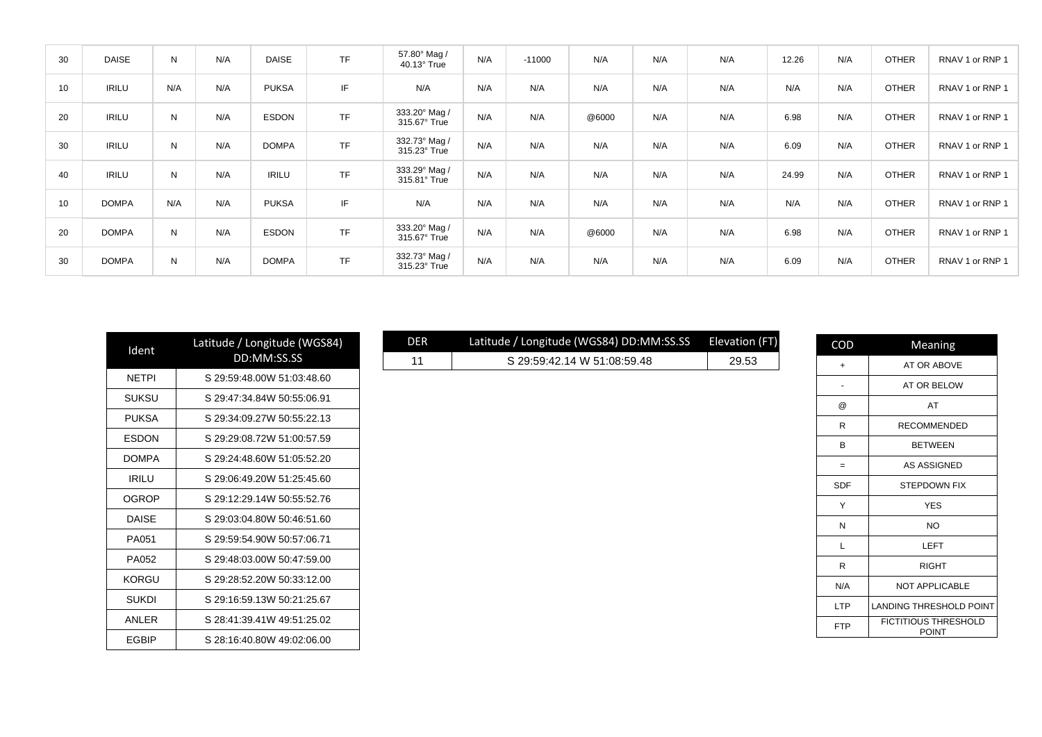| | | | | | | | | | | | | | | | | |
|---|---|---|---|---|---|---|---|---|---|---|---|---|---|---|---|---|
| 30 | DAISE | N | N/A | DAISE | TF | 57.80° Mag / 40.13° True | N/A | -11000 | N/A | N/A | N/A | 12.26 | N/A | OTHER | RNAV 1 or RNP 1 |
| 10 | IRILU | N/A | N/A | PUKSA | IF | N/A | N/A | N/A | N/A | N/A | N/A | N/A | N/A | OTHER | RNAV 1 or RNP 1 |
| 20 | IRILU | N | N/A | ESDON | TF | 333.20° Mag / 315.67° True | N/A | N/A | @6000 | N/A | N/A | 6.98 | N/A | OTHER | RNAV 1 or RNP 1 |
| 30 | IRILU | N | N/A | DOMPA | TF | 332.73° Mag / 315.23° True | N/A | N/A | N/A | N/A | N/A | 6.09 | N/A | OTHER | RNAV 1 or RNP 1 |
| 40 | IRILU | N | N/A | IRILU | TF | 333.29° Mag / 315.81° True | N/A | N/A | N/A | N/A | N/A | 24.99 | N/A | OTHER | RNAV 1 or RNP 1 |
| 10 | DOMPA | N/A | N/A | PUKSA | IF | N/A | N/A | N/A | N/A | N/A | N/A | N/A | N/A | OTHER | RNAV 1 or RNP 1 |
| 20 | DOMPA | N | N/A | ESDON | TF | 333.20° Mag / 315.67° True | N/A | N/A | @6000 | N/A | N/A | 6.98 | N/A | OTHER | RNAV 1 or RNP 1 |
| 30 | DOMPA | N | N/A | DOMPA | TF | 332.73° Mag / 315.23° True | N/A | N/A | N/A | N/A | N/A | 6.09 | N/A | OTHER | RNAV 1 or RNP 1 |

| Ident | Latitude / Longitude (WGS84) DD:MM:SS.SS |
|---|---|
| NETPI | S 29:59:48.00W 51:03:48.60 |
| SUKSU | S 29:47:34.84W 50:55:06.91 |
| PUKSA | S 29:34:09.27W 50:55:22.13 |
| ESDON | S 29:29:08.72W 51:00:57.59 |
| DOMPA | S 29:24:48.60W 51:05:52.20 |
| IRILU | S 29:06:49.20W 51:25:45.60 |
| OGROP | S 29:12:29.14W 50:55:52.76 |
| DAISE | S 29:03:04.80W 50:46:51.60 |
| PA051 | S 29:59:54.90W 50:57:06.71 |
| PA052 | S 29:48:03.00W 50:47:59.00 |
| KORGU | S 29:28:52.20W 50:33:12.00 |
| SUKDI | S 29:16:59.13W 50:21:25.67 |
| ANLER | S 28:41:39.41W 49:51:25.02 |
| EGBIP | S 28:16:40.80W 49:02:06.00 |

| DER | Latitude / Longitude (WGS84) DD:MM:SS.SS | Elevation (FT) |
|---|---|---|
| 11 | S 29:59:42.14 W 51:08:59.48 | 29.53 |

| COD | Meaning |
|---|---|
| + | AT OR ABOVE |
| - | AT OR BELOW |
| @ | AT |
| R | RECOMMENDED |
| B | BETWEEN |
| = | AS ASSIGNED |
| SDF | STEPDOWN FIX |
| Y | YES |
| N | NO |
| L | LEFT |
| R | RIGHT |
| N/A | NOT APPLICABLE |
| LTP | LANDING THRESHOLD POINT |
| FTP | FICTITIOUS THRESHOLD POINT |